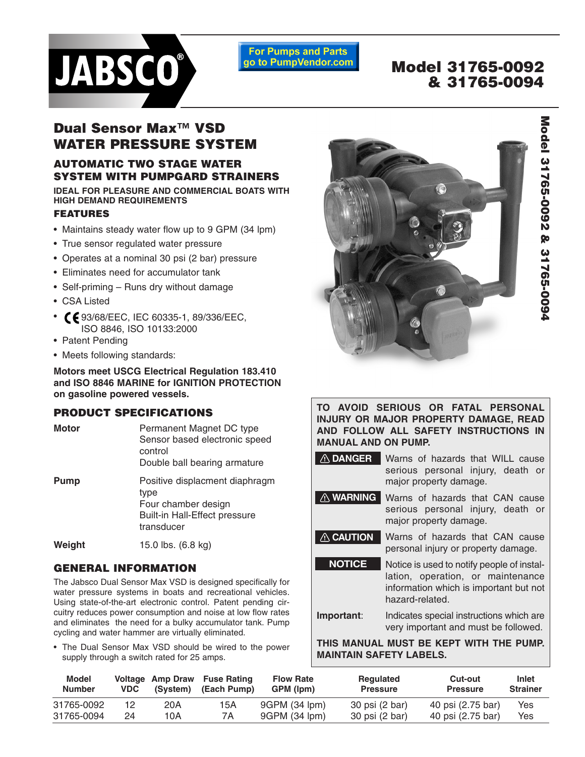# JABSCO®

For Pumps and Parts go to PumpVendor.com

# Model 31765-0092 & 31765-0094

## Dual Sensor Max™ VSD WATER PRESSURE SYSTEM

### AUTOMATIC TWO STAGE WATER SYSTEM WITH PUMPGARD STRAINERS

**IDEAL FOR PLEASURE AND COMMERCIAL BOATS WITH HIGH DEMAND REQUIREMENTS**

### FEATURES

- Maintains steady water flow up to 9 GPM (34 lpm)
- True sensor regulated water pressure
- Operates at a nominal 30 psi (2 bar) pressure
- Eliminates need for accumulator tank
- Self-priming – Runs dry without damage
- CSA Listed
- CE 93/68/EEC, IEC 60335-1, 89/336/EEC, ISO 8846, ISO 10133:2000
- Patent Pending
- Meets following standards:

**Motors meet USCG Electrical Regulation 183.410 and ISO 8846 MARINE for IGNITION PROTECTION on gasoline powered vessels.**

### PRODUCT SPECIFICATIONS

| | |
|---|---|
| **Motor** | Permanent Magnet DC type<br>Sensor based electronic speed control<br>Double ball bearing armature |
| **Pump** | Positive displacment diaphragm type<br>Four chamber design<br>Built-in Hall-Effect pressure transducer |
| **Weight** | 15.0 lbs. (6.8 kg) |

### GENERAL INFORMATION

The Jabsco Dual Sensor Max VSD is designed specifically for water pressure systems in boats and recreational vehicles. Using state-of-the-art electronic control. Patent pending circuitry reduces power consumption and noise at low flow rates and eliminates the need for a bulky accumulator tank. Pump cycling and water hammer are virtually eliminated.

- The Dual Sensor Max VSD should be wired to the power supply through a switch rated for 25 amps.

**TO AVOID SERIOUS OR FATAL PERSONAL INJURY OR MAJOR PROPERTY DAMAGE, READ AND FOLLOW ALL SAFETY INSTRUCTIONS IN MANUAL AND ON PUMP.**

| | |
|---|---|
| **⚠ DANGER** | Warns of hazards that WILL cause serious personal injury, death or major property damage. |
| **⚠ WARNING** | Warns of hazards that CAN cause serious personal injury, death or major property damage. |
| **⚠ CAUTION** | Warns of hazards that CAN cause personal injury or property damage. |
| **NOTICE** | Notice is used to notify people of installation, operation, or maintenance information which is important but not hazard-related. |
| **Important**: | Indicates special instructions which are very important and must be followed. |

**THIS MANUAL MUST BE KEPT WITH THE PUMP. MAINTAIN SAFETY LABELS.**

| Model Number | Voltage VDC | Amp Draw (System) | Fuse Rating (Each Pump) | Flow Rate GPM (lpm) | Regulated Pressure | Cut-out Pressure | Inlet Strainer |
|---|---|---|---|---|---|---|---|
| 31765-0092 | 12 | 20A | 15A | 9GPM (34 lpm) | 30 psi (2 bar) | 40 psi (2.75 bar) | Yes |
| 31765-0094 | 24 | 10A | 7A | 9GPM (34 lpm) | 30 psi (2 bar) | 40 psi (2.75 bar) | Yes |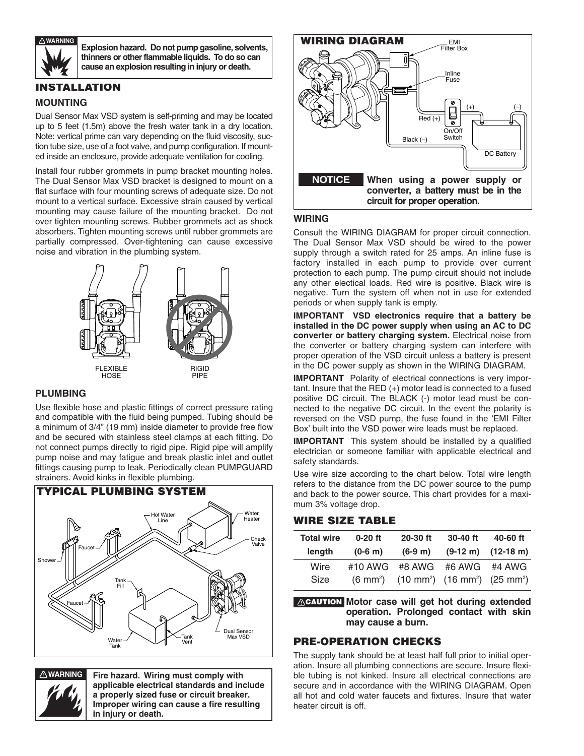**⚠WARNING** **Explosion hazard. Do not pump gasoline, solvents, thinners or other flammable liquids. To do so can cause an explosion resulting in injury or death.**

# INSTALLATION

## MOUNTING

Dual Sensor Max VSD system is self-priming and may be located up to 5 feet (1.5m) above the fresh water tank in a dry location. Note: vertical prime can vary depending on the fluid viscosity, suction tube size, use of a foot valve, and pump configuration. If mounted inside an enclosure, provide adequate ventilation for cooling.

Install four rubber grommets in pump bracket mounting holes. The Dual Sensor Max VSD bracket is designed to mount on a flat surface with four mounting screws of adequate size. Do not mount to a vertical surface. Excessive strain caused by vertical mounting may cause failure of the mounting bracket. Do not over tighten mounting screws. Rubber grommets act as shock absorbers. Tighten mounting screws until rubber grommets are partially compressed. Over-tightening can cause excessive noise and vibration in the plumbing system.

FLEXIBLE HOSE

RIGID PIPE

## PLUMBING

Use flexible hose and plastic fittings of correct pressure rating and compatible with the fluid being pumped. Tubing should be a minimum of 3/4" (19 mm) inside diameter to provide free flow and be secured with stainless steel clamps at each fitting. Do not connect pumps directly to rigid pipe. Rigid pipe will amplify pump noise and may fatigue and break plastic inlet and outlet fittings causing pump to leak. Periodically clean PUMPGUARD strainers. Avoid kinks in flexible plumbing.

## TYPICAL PLUMBING SYSTEM

Hot Water Line, Water Heater, Check Valve, Faucet, Shower, Tank Fill, Faucet, Water Tank, Tank Vent, Dual Sensor Max VSD

**⚠WARNING** **Fire hazard. Wiring must comply with applicable electrical standards and include a properly sized fuse or circuit breaker. Improper wiring can cause a fire resulting in injury or death.**

## WIRING DIAGRAM

EMI Filter Box, Inline Fuse, Red (+), On/Off Switch, (+), (–), Black (–), DC Battery

**NOTICE** **When using a power supply or converter, a battery must be in the circuit for proper operation.**

## WIRING

Consult the WIRING DIAGRAM for proper circuit connection. The Dual Sensor Max VSD should be wired to the power supply through a switch rated for 25 amps. An inline fuse is factory installed in each pump to provide over current protection to each pump. The pump circuit should not include any other electical loads. Red wire is positive. Black wire is negative. Turn the system off when not in use for extended periods or when supply tank is empty.

**IMPORTANT VSD electronics require that a battery be installed in the DC power supply when using an AC to DC converter or battery charging system.** Electrical noise from the converter or battery charging system can interfere with proper operation of the VSD circuit unless a battery is present in the DC power supply as shown in the WIRING DIAGRAM.

**IMPORTANT** Polarity of electrical connections is very important. Insure that the RED (+) motor lead is connected to a fused positive DC circuit. The BLACK (-) motor lead must be connected to the negative DC circuit. In the event the polarity is reversed on the VSD pump, the fuse found in the 'EMI Filter Box' built into the VSD power wire leads must be replaced.

**IMPORTANT** This system should be installed by a qualified electrician or someone familiar with applicable electrical and safety standards.

Use wire size according to the chart below. Total wire length refers to the distance from the DC power source to the pump and back to the power source. This chart provides for a maximum 3% voltage drop.

## WIRE SIZE TABLE

| Total wire length | 0-20 ft (0-6 m) | 20-30 ft (6-9 m) | 30-40 ft (9-12 m) | 40-60 ft (12-18 m) |
|---|---|---|---|---|
| Wire Size | #10 AWG ($6\ mm^2$) | #8 AWG ($10\ mm^2$) | #6 AWG ($16\ mm^2$) | #4 AWG ($25\ mm^2$) |

**⚠CAUTION** **Motor case will get hot during extended operation. Prolonged contact with skin may cause a burn.**

# PRE-OPERATION CHECKS

The supply tank should be at least half full prior to initial operation. Insure all plumbing connections are secure. Insure flexible tubing is not kinked. Insure all electrical connections are secure and in accordance with the WIRING DIAGRAM. Open all hot and cold water faucets and fixtures. Insure that water heater circuit is off.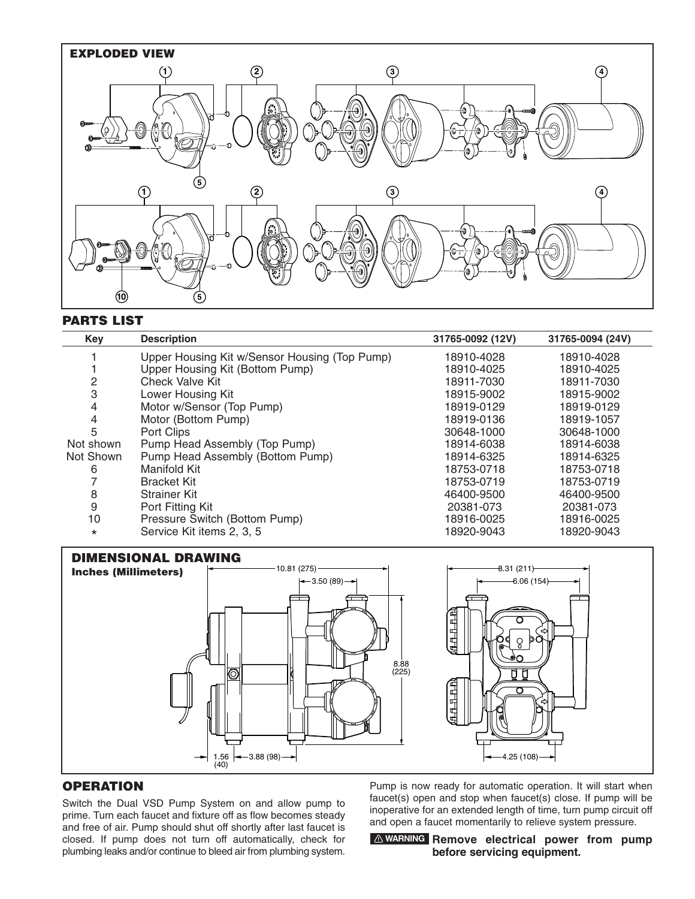## EXPLODED VIEW

## PARTS LIST

| Key | Description | 31765-0092 (12V) | 31765-0094 (24V) |
|---|---|---|---|
| 1 | Upper Housing Kit w/Sensor Housing (Top Pump) | 18910-4028 | 18910-4028 |
| 1 | Upper Housing Kit (Bottom Pump) | 18910-4025 | 18910-4025 |
| 2 | Check Valve Kit | 18911-7030 | 18911-7030 |
| 3 | Lower Housing Kit | 18915-9002 | 18915-9002 |
| 4 | Motor w/Sensor (Top Pump) | 18919-0129 | 18919-0129 |
| 4 | Motor (Bottom Pump) | 18919-0136 | 18919-1057 |
| 5 | Port Clips | 30648-1000 | 30648-1000 |
| Not shown | Pump Head Assembly (Top Pump) | 18914-6038 | 18914-6038 |
| Not Shown | Pump Head Assembly (Bottom Pump) | 18914-6325 | 18914-6325 |
| 6 | Manifold Kit | 18753-0718 | 18753-0718 |
| 7 | Bracket Kit | 18753-0719 | 18753-0719 |
| 8 | Strainer Kit | 46400-9500 | 46400-9500 |
| 9 | Port Fitting Kit | 20381-073 | 20381-073 |
| 10 | Pressure Switch (Bottom Pump) | 18916-0025 | 18916-0025 |
| * | Service Kit items 2, 3, 5 | 18920-9043 | 18920-9043 |

## DIMENSIONAL DRAWING

**Inches (Millimeters)**

## OPERATION

Switch the Dual VSD Pump System on and allow pump to prime. Turn each faucet and fixture off as flow becomes steady and free of air. Pump should shut off shortly after last faucet is closed. If pump does not turn off automatically, check for plumbing leaks and/or continue to bleed air from plumbing system.

Pump is now ready for automatic operation. It will start when faucet(s) open and stop when faucet(s) close. If pump will be inoperative for an extended length of time, turn pump circuit off and open a faucet momentarily to relieve system pressure.

⚠ WARNING **Remove electrical power from pump before servicing equipment.**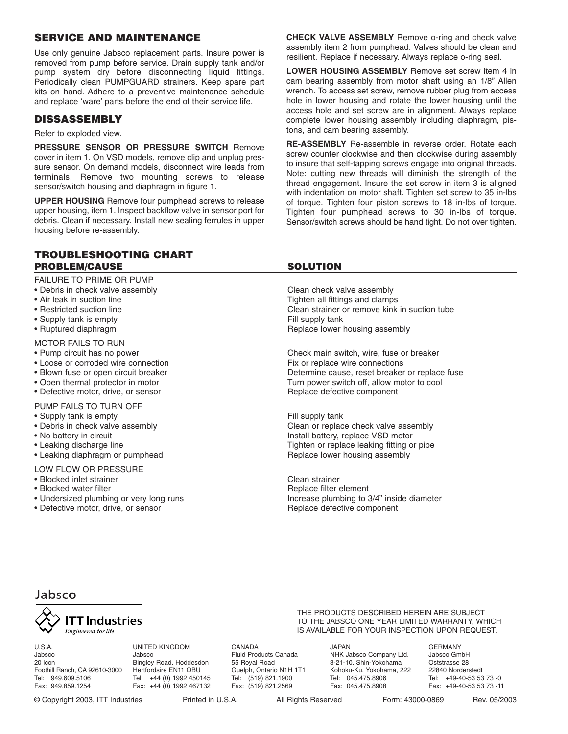## SERVICE AND MAINTENANCE

Use only genuine Jabsco replacement parts. Insure power is removed from pump before service. Drain supply tank and/or pump system dry before disconnecting liquid fittings. Periodically clean PUMPGUARD strainers. Keep spare part kits on hand. Adhere to a preventive maintenance schedule and replace 'ware' parts before the end of their service life.

## DISSASSEMBLY

Refer to exploded view.

**PRESSURE SENSOR OR PRESSURE SWITCH** Remove cover in item 1. On VSD models, remove clip and unplug pressure sensor. On demand models, disconnect wire leads from terminals. Remove two mounting screws to release sensor/switch housing and diaphragm in figure 1.

**UPPER HOUSING** Remove four pumphead screws to release upper housing, item 1. Inspect backflow valve in sensor port for debris. Clean if necessary. Install new sealing ferrules in upper housing before re-assembly.

**CHECK VALVE ASSEMBLY** Remove o-ring and check valve assembly item 2 from pumphead. Valves should be clean and resilient. Replace if necessary. Always replace o-ring seal.

**LOWER HOUSING ASSEMBLY** Remove set screw item 4 in cam bearing assembly from motor shaft using an 1/8" Allen wrench. To access set screw, remove rubber plug from access hole in lower housing and rotate the lower housing until the access hole and set screw are in alignment. Always replace complete lower housing assembly including diaphragm, pistons, and cam bearing assembly.

**RE-ASSEMBLY** Re-assemble in reverse order. Rotate each screw counter clockwise and then clockwise during assembly to insure that self-tapping screws engage into original threads. Note: cutting new threads will diminish the strength of the thread engagement. Insure the set screw in item 3 is aligned with indentation on motor shaft. Tighten set screw to 35 in-lbs of torque. Tighten four piston screws to 18 in-lbs of torque. Tighten four pumphead screws to 30 in-lbs of torque. Sensor/switch screws should be hand tight. Do not over tighten.

## TROUBLESHOOTING CHART

| PROBLEM/CAUSE | SOLUTION |
|---|---|
| FAILURE TO PRIME OR PUMP | |
| • Debris in check valve assembly | Clean check valve assembly |
| • Air leak in suction line | Tighten all fittings and clamps |
| • Restricted suction line | Clean strainer or remove kink in suction tube |
| • Supply tank is empty | Fill supply tank |
| • Ruptured diaphragm | Replace lower housing assembly |
| MOTOR FAILS TO RUN | |
| • Pump circuit has no power | Check main switch, wire, fuse or breaker |
| • Loose or corroded wire connection | Fix or replace wire connections |
| • Blown fuse or open circuit breaker | Determine cause, reset breaker or replace fuse |
| • Open thermal protector in motor | Turn power switch off, allow motor to cool |
| • Defective motor, drive, or sensor | Replace defective component |
| PUMP FAILS TO TURN OFF | |
| • Supply tank is empty | Fill supply tank |
| • Debris in check valve assembly | Clean or replace check valve assembly |
| • No battery in circuit | Install battery, replace VSD motor |
| • Leaking discharge line | Tighten or replace leaking fitting or pipe |
| • Leaking diaphragm or pumphead | Replace lower housing assembly |
| LOW FLOW OR PRESSURE | |
| • Blocked inlet strainer | Clean strainer |
| • Blocked water filter | Replace filter element |
| • Undersized plumbing or very long runs | Increase plumbing to 3/4" inside diameter |
| • Defective motor, drive, or sensor | Replace defective component |

Jabsco

ITT Industries
*Engineered for life*

THE PRODUCTS DESCRIBED HEREIN ARE SUBJECT TO THE JABSCO ONE YEAR LIMITED WARRANTY, WHICH IS AVAILABLE FOR YOUR INSPECTION UPON REQUEST.

U.S.A.
Jabsco
20 Icon
Foothill Ranch, CA 92610-3000
Tel: 949.609.5106
Fax: 949.859.1254

UNITED KINGDOM
Jabsco
Bingley Road, Hoddesdon
Hertfordsire EN11 OBU
Tel: +44 (0) 1992 450145
Fax: +44 (0) 1992 467132

CANADA
Fluid Products Canada
55 Royal Road
Guelph, Ontario N1H 1T1
Tel: (519) 821.1900
Fax: (519) 821.2569

JAPAN
NHK Jabsco Company Ltd.
3-21-10, Shin-Yokohama
Kohoku-Ku, Yokohama, 222
Tel: 045.475.8906
Fax: 045.475.8908

GERMANY
Jabsco GmbH
Oststrasse 28
22840 Norderstedt
Tel: +49-40-53 53 73 -0
Fax: +49-40-53 53 73 -11

© Copyright 2003, ITT Industries    Printed in U.S.A.    All Rights Reserved    Form: 43000-0869    Rev. 05/2003